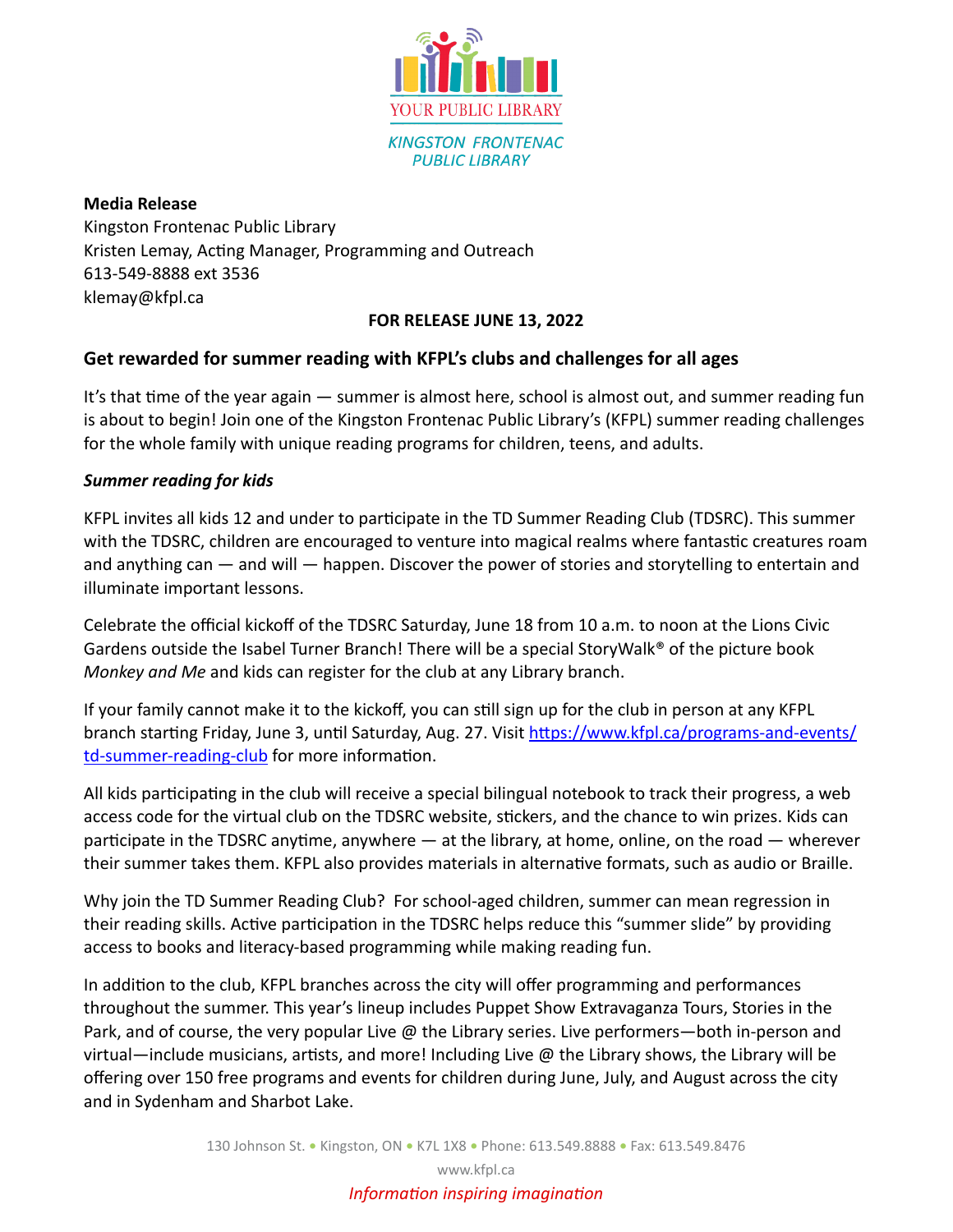YOUR PUBLIC LIBRARY

KINGSTON FRONTENAC PUBLIC LIBRARY

**Media Release**
Kingston Frontenac Public Library
Kristen Lemay, Acting Manager, Programming and Outreach
613-549-8888 ext 3536
klemay@kfpl.ca

**FOR RELEASE JUNE 13, 2022**

## Get rewarded for summer reading with KFPL's clubs and challenges for all ages

It's that time of the year again — summer is almost here, school is almost out, and summer reading fun is about to begin! Join one of the Kingston Frontenac Public Library's (KFPL) summer reading challenges for the whole family with unique reading programs for children, teens, and adults.

### *Summer reading for kids*

KFPL invites all kids 12 and under to participate in the TD Summer Reading Club (TDSRC). This summer with the TDSRC, children are encouraged to venture into magical realms where fantastic creatures roam and anything can — and will — happen. Discover the power of stories and storytelling to entertain and illuminate important lessons.

Celebrate the official kickoff of the TDSRC Saturday, June 18 from 10 a.m. to noon at the Lions Civic Gardens outside the Isabel Turner Branch! There will be a special StoryWalk® of the picture book *Monkey and Me* and kids can register for the club at any Library branch.

If your family cannot make it to the kickoff, you can still sign up for the club in person at any KFPL branch starting Friday, June 3, until Saturday, Aug. 27. Visit [https://www.kfpl.ca/programs-and-events/td-summer-reading-club](https://www.kfpl.ca/programs-and-events/td-summer-reading-club) for more information.

All kids participating in the club will receive a special bilingual notebook to track their progress, a web access code for the virtual club on the TDSRC website, stickers, and the chance to win prizes. Kids can participate in the TDSRC anytime, anywhere — at the library, at home, online, on the road — wherever their summer takes them. KFPL also provides materials in alternative formats, such as audio or Braille.

Why join the TD Summer Reading Club? For school-aged children, summer can mean regression in their reading skills. Active participation in the TDSRC helps reduce this "summer slide" by providing access to books and literacy-based programming while making reading fun.

In addition to the club, KFPL branches across the city will offer programming and performances throughout the summer. This year's lineup includes Puppet Show Extravaganza Tours, Stories in the Park, and of course, the very popular Live @ the Library series. Live performers—both in-person and virtual—include musicians, artists, and more! Including Live @ the Library shows, the Library will be offering over 150 free programs and events for children during June, July, and August across the city and in Sydenham and Sharbot Lake.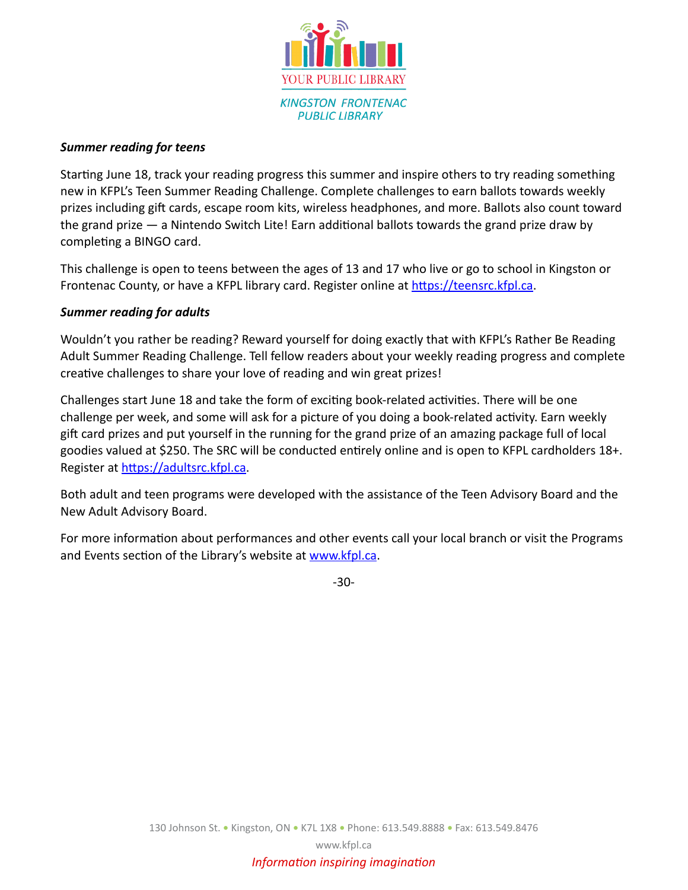YOUR PUBLIC LIBRARY

KINGSTON FRONTENAC PUBLIC LIBRARY

***Summer reading for teens***

Starting June 18, track your reading progress this summer and inspire others to try reading something new in KFPL's Teen Summer Reading Challenge. Complete challenges to earn ballots towards weekly prizes including gift cards, escape room kits, wireless headphones, and more. Ballots also count toward the grand prize — a Nintendo Switch Lite! Earn additional ballots towards the grand prize draw by completing a BINGO card.

This challenge is open to teens between the ages of 13 and 17 who live or go to school in Kingston or Frontenac County, or have a KFPL library card. Register online at [https://teensrc.kfpl.ca](https://teensrc.kfpl.ca).

***Summer reading for adults***

Wouldn't you rather be reading? Reward yourself for doing exactly that with KFPL's Rather Be Reading Adult Summer Reading Challenge. Tell fellow readers about your weekly reading progress and complete creative challenges to share your love of reading and win great prizes!

Challenges start June 18 and take the form of exciting book-related activities. There will be one challenge per week, and some will ask for a picture of you doing a book-related activity. Earn weekly gift card prizes and put yourself in the running for the grand prize of an amazing package full of local goodies valued at $250. The SRC will be conducted entirely online and is open to KFPL cardholders 18+. Register at [https://adultsrc.kfpl.ca](https://adultsrc.kfpl.ca).

Both adult and teen programs were developed with the assistance of the Teen Advisory Board and the New Adult Advisory Board.

For more information about performances and other events call your local branch or visit the Programs and Events section of the Library's website at [www.kfpl.ca](http://www.kfpl.ca).

-30-

130 Johnson St. • Kingston, ON • K7L 1X8 • Phone: 613.549.8888 • Fax: 613.549.8476

www.kfpl.ca

*Information inspiring imagination*